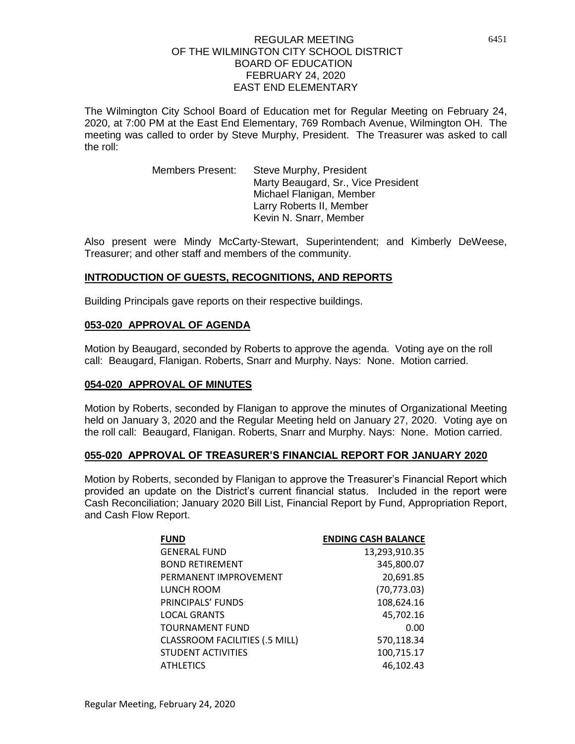REGULAR MEETING
OF THE WILMINGTON CITY SCHOOL DISTRICT
BOARD OF EDUCATION
FEBRUARY 24, 2020
EAST END ELEMENTARY

The Wilmington City School Board of Education met for Regular Meeting on February 24, 2020, at 7:00 PM at the East End Elementary, 769 Rombach Avenue, Wilmington OH. The meeting was called to order by Steve Murphy, President. The Treasurer was asked to call the roll:

Members Present: Steve Murphy, President
Marty Beaugard, Sr., Vice President
Michael Flanigan, Member
Larry Roberts II, Member
Kevin N. Snarr, Member

Also present were Mindy McCarty-Stewart, Superintendent; and Kimberly DeWeese, Treasurer; and other staff and members of the community.

## INTRODUCTION OF GUESTS, RECOGNITIONS, AND REPORTS

Building Principals gave reports on their respective buildings.

## 053-020 APPROVAL OF AGENDA

Motion by Beaugard, seconded by Roberts to approve the agenda. Voting aye on the roll call: Beaugard, Flanigan. Roberts, Snarr and Murphy. Nays: None. Motion carried.

## 054-020 APPROVAL OF MINUTES

Motion by Roberts, seconded by Flanigan to approve the minutes of Organizational Meeting held on January 3, 2020 and the Regular Meeting held on January 27, 2020. Voting aye on the roll call: Beaugard, Flanigan. Roberts, Snarr and Murphy. Nays: None. Motion carried.

## 055-020 APPROVAL OF TREASURER'S FINANCIAL REPORT FOR JANUARY 2020

Motion by Roberts, seconded by Flanigan to approve the Treasurer's Financial Report which provided an update on the District's current financial status. Included in the report were Cash Reconciliation; January 2020 Bill List, Financial Report by Fund, Appropriation Report, and Cash Flow Report.

| FUND | ENDING CASH BALANCE |
|---|---|
| GENERAL FUND | 13,293,910.35 |
| BOND RETIREMENT | 345,800.07 |
| PERMANENT IMPROVEMENT | 20,691.85 |
| LUNCH ROOM | (70,773.03) |
| PRINCIPALS' FUNDS | 108,624.16 |
| LOCAL GRANTS | 45,702.16 |
| TOURNAMENT FUND | 0.00 |
| CLASSROOM FACILITIES (.5 MILL) | 570,118.34 |
| STUDENT ACTIVITIES | 100,715.17 |
| ATHLETICS | 46,102.43 |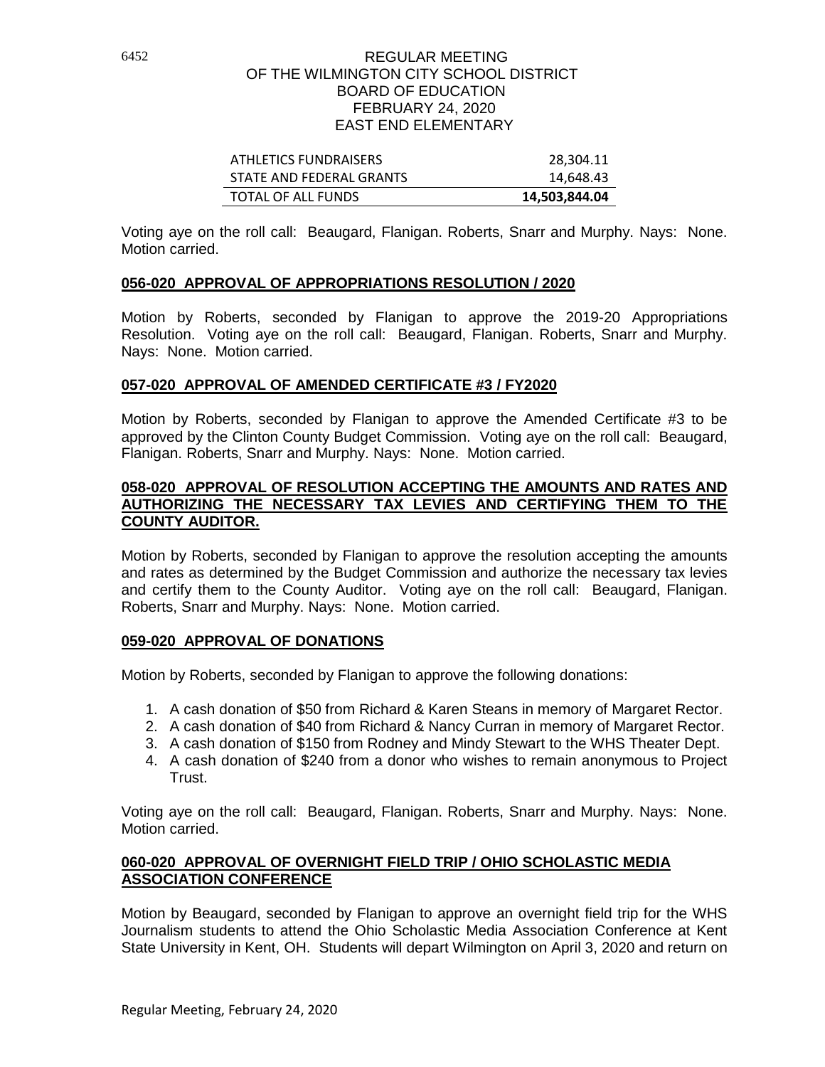6452

REGULAR MEETING
OF THE WILMINGTON CITY SCHOOL DISTRICT
BOARD OF EDUCATION
FEBRUARY 24, 2020
EAST END ELEMENTARY

| | |
|---|---|
| ATHLETICS FUNDRAISERS | 28,304.11 |
| STATE AND FEDERAL GRANTS | 14,648.43 |
| **TOTAL OF ALL FUNDS** | **14,503,844.04** |

Voting aye on the roll call: Beaugard, Flanigan. Roberts, Snarr and Murphy. Nays: None. Motion carried.

**056-020 APPROVAL OF APPROPRIATIONS RESOLUTION / 2020**

Motion by Roberts, seconded by Flanigan to approve the 2019-20 Appropriations Resolution. Voting aye on the roll call: Beaugard, Flanigan. Roberts, Snarr and Murphy. Nays: None. Motion carried.

**057-020 APPROVAL OF AMENDED CERTIFICATE #3 / FY2020**

Motion by Roberts, seconded by Flanigan to approve the Amended Certificate #3 to be approved by the Clinton County Budget Commission. Voting aye on the roll call: Beaugard, Flanigan. Roberts, Snarr and Murphy. Nays: None. Motion carried.

**058-020 APPROVAL OF RESOLUTION ACCEPTING THE AMOUNTS AND RATES AND AUTHORIZING THE NECESSARY TAX LEVIES AND CERTIFYING THEM TO THE COUNTY AUDITOR.**

Motion by Roberts, seconded by Flanigan to approve the resolution accepting the amounts and rates as determined by the Budget Commission and authorize the necessary tax levies and certify them to the County Auditor. Voting aye on the roll call: Beaugard, Flanigan. Roberts, Snarr and Murphy. Nays: None. Motion carried.

**059-020 APPROVAL OF DONATIONS**

Motion by Roberts, seconded by Flanigan to approve the following donations:

1. A cash donation of $50 from Richard & Karen Steans in memory of Margaret Rector.
2. A cash donation of $40 from Richard & Nancy Curran in memory of Margaret Rector.
3. A cash donation of $150 from Rodney and Mindy Stewart to the WHS Theater Dept.
4. A cash donation of $240 from a donor who wishes to remain anonymous to Project Trust.

Voting aye on the roll call: Beaugard, Flanigan. Roberts, Snarr and Murphy. Nays: None. Motion carried.

**060-020 APPROVAL OF OVERNIGHT FIELD TRIP / OHIO SCHOLASTIC MEDIA ASSOCIATION CONFERENCE**

Motion by Beaugard, seconded by Flanigan to approve an overnight field trip for the WHS Journalism students to attend the Ohio Scholastic Media Association Conference at Kent State University in Kent, OH. Students will depart Wilmington on April 3, 2020 and return on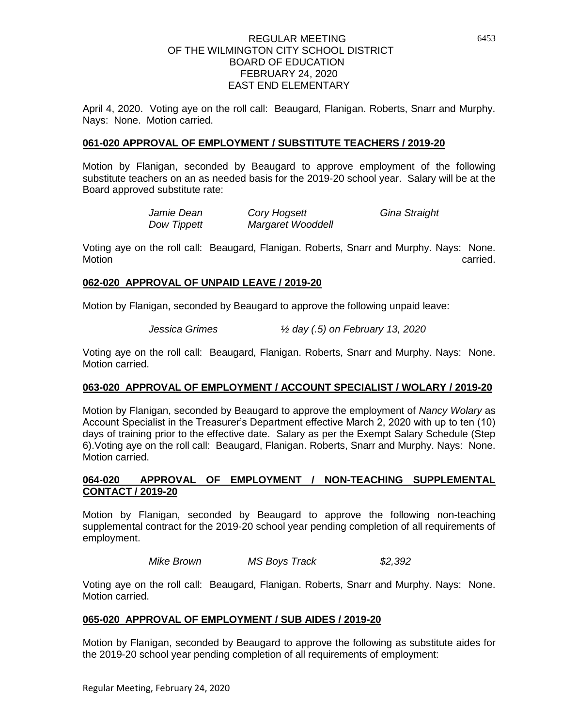April 4, 2020. Voting aye on the roll call: Beaugard, Flanigan. Roberts, Snarr and Murphy. Nays: None. Motion carried.

**061-020 APPROVAL OF EMPLOYMENT / SUBSTITUTE TEACHERS / 2019-20**

Motion by Flanigan, seconded by Beaugard to approve employment of the following substitute teachers on an as needed basis for the 2019-20 school year. Salary will be at the Board approved substitute rate:

| | | |
|---|---|---|
| *Jamie Dean* | *Cory Hogsett* | *Gina Straight* |
| *Dow Tippett* | *Margaret Wooddell* | |

Voting aye on the roll call: Beaugard, Flanigan. Roberts, Snarr and Murphy. Nays: None. Motion carried.

**062-020 APPROVAL OF UNPAID LEAVE / 2019-20**

Motion by Flanigan, seconded by Beaugard to approve the following unpaid leave:

*Jessica Grimes* *½ day (.5) on February 13, 2020*

Voting aye on the roll call: Beaugard, Flanigan. Roberts, Snarr and Murphy. Nays: None. Motion carried.

**063-020 APPROVAL OF EMPLOYMENT / ACCOUNT SPECIALIST / WOLARY / 2019-20**

Motion by Flanigan, seconded by Beaugard to approve the employment of *Nancy Wolary* as Account Specialist in the Treasurer's Department effective March 2, 2020 with up to ten (10) days of training prior to the effective date. Salary as per the Exempt Salary Schedule (Step 6).Voting aye on the roll call: Beaugard, Flanigan. Roberts, Snarr and Murphy. Nays: None. Motion carried.

**064-020 APPROVAL OF EMPLOYMENT / NON-TEACHING SUPPLEMENTAL CONTACT / 2019-20**

Motion by Flanigan, seconded by Beaugard to approve the following non-teaching supplemental contract for the 2019-20 school year pending completion of all requirements of employment.

| | | |
|---|---|---|
| *Mike Brown* | *MS Boys Track* | *$2,392* |

Voting aye on the roll call: Beaugard, Flanigan. Roberts, Snarr and Murphy. Nays: None. Motion carried.

**065-020 APPROVAL OF EMPLOYMENT / SUB AIDES / 2019-20**

Motion by Flanigan, seconded by Beaugard to approve the following as substitute aides for the 2019-20 school year pending completion of all requirements of employment: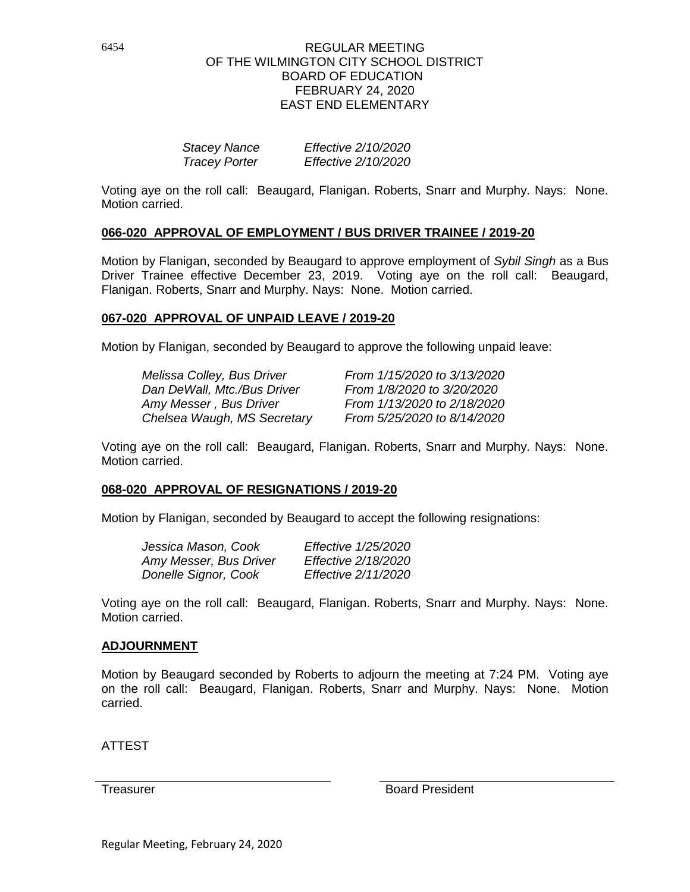*Stacey Nance* *Effective 2/10/2020*
*Tracey Porter* *Effective 2/10/2020*

Voting aye on the roll call: Beaugard, Flanigan. Roberts, Snarr and Murphy. Nays: None. Motion carried.

**066-020 APPROVAL OF EMPLOYMENT / BUS DRIVER TRAINEE / 2019-20**

Motion by Flanigan, seconded by Beaugard to approve employment of *Sybil Singh* as a Bus Driver Trainee effective December 23, 2019. Voting aye on the roll call: Beaugard, Flanigan. Roberts, Snarr and Murphy. Nays: None. Motion carried.

**067-020 APPROVAL OF UNPAID LEAVE / 2019-20**

Motion by Flanigan, seconded by Beaugard to approve the following unpaid leave:

| | |
|---|---|
| *Melissa Colley, Bus Driver* | *From 1/15/2020 to 3/13/2020* |
| *Dan DeWall, Mtc./Bus Driver* | *From 1/8/2020 to 3/20/2020* |
| *Amy Messer , Bus Driver* | *From 1/13/2020 to 2/18/2020* |
| *Chelsea Waugh, MS Secretary* | *From 5/25/2020 to 8/14/2020* |

Voting aye on the roll call: Beaugard, Flanigan. Roberts, Snarr and Murphy. Nays: None. Motion carried.

**068-020 APPROVAL OF RESIGNATIONS / 2019-20**

Motion by Flanigan, seconded by Beaugard to accept the following resignations:

| | |
|---|---|
| *Jessica Mason, Cook* | *Effective 1/25/2020* |
| *Amy Messer, Bus Driver* | *Effective 2/18/2020* |
| *Donelle Signor, Cook* | *Effective 2/11/2020* |

Voting aye on the roll call: Beaugard, Flanigan. Roberts, Snarr and Murphy. Nays: None. Motion carried.

**ADJOURNMENT**

Motion by Beaugard seconded by Roberts to adjourn the meeting at 7:24 PM. Voting aye on the roll call: Beaugard, Flanigan. Roberts, Snarr and Murphy. Nays: None. Motion carried.

ATTEST

Treasurer Board President